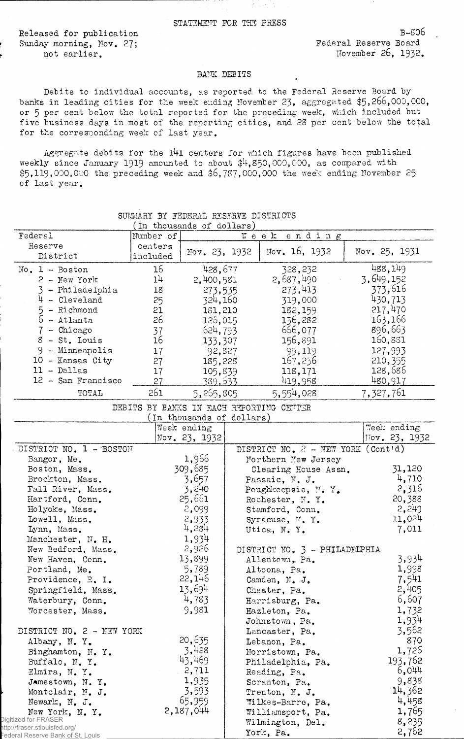STATEMENT FOR THE PRESS

Released for publication Sunday morning, Nov. 27; not earlier.

B-806
Federal Reserve Board
November 26, 1932.

## BANK DEBITS

Debits to individual accounts, as reported to the Federal Reserve Board by banks in leading cities for the week ending November 23, aggregated $5,266,000,000, or 5 per cent below the total reported for the preceding week, which included but five business days in most of the reporting cities, and 28 per cent below the total for the corresponding week of last year.

Aggregate debits for the 141 centers for which figures have been published weekly since January 1919 amounted to about $4,850,000,000, as compared with $5,119,000,000 the preceding week and $6,787,000,000 the week ending November 25 of last year.

SUMMARY BY FEDERAL RESERVE DISTRICTS
(In thousands of dollars)

| Federal Reserve District | Number of centers included | Week ending Nov. 23, 1932 | Week ending Nov. 16, 1932 | Week ending Nov. 25, 1931 |
|---|---|---|---|---|
| No. 1 - Boston | 16 | 428,677 | 328,232 | 488,149 |
| 2 - New York | 14 | 2,400,581 | 2,687,490 | 3,649,152 |
| 3 - Philadelphia | 18 | 273,535 | 273,413 | 373,616 |
| 4 - Cleveland | 25 | 324,160 | 319,000 | 430,713 |
| 5 - Richmond | 21 | 181,210 | 182,159 | 217,470 |
| 6 - Atlanta | 26 | 126,015 | 136,282 | 163,166 |
| 7 - Chicago | 37 | 624,793 | 656,077 | 896,663 |
| 8 - St. Louis | 16 | 133,307 | 156,891 | 160,881 |
| 9 - Minneapolis | 17 | 92,827 | 99,119 | 127,993 |
| 10 - Kansas City | 27 | 185,228 | 167,236 | 210,355 |
| 11 - Dallas | 17 | 105,839 | 118,171 | 128,686 |
| 12 - San Francisco | 27 | 389,633 | 419,958 | 480,917 |
| TOTAL | 261 | 5,265,805 | 5,554,028 | 7,327,761 |

DEBITS BY BANKS IN EACH REPORTING CENTER
(In thousands of dollars)

| | Week ending Nov. 23, 1932 |
|---|---|
| **DISTRICT NO. 1 - BOSTON** | |
| Bangor, Me. | 1,966 |
| Boston, Mass. | 309,685 |
| Brockton, Mass. | 3,657 |
| Fall River, Mass. | 3,240 |
| Hartford, Conn. | 25,661 |
| Holyoke, Mass. | 2,099 |
| Lowell, Mass. | 2,933 |
| Lynn, Mass. | 4,284 |
| Manchester, N. H. | 1,934 |
| New Bedford, Mass. | 2,926 |
| New Haven, Conn. | 13,899 |
| Portland, Me. | 5,789 |
| Providence, R. I. | 22,146 |
| Springfield, Mass. | 13,694 |
| Waterbury, Conn. | 4,783 |
| Worcester, Mass. | 9,981 |
| **DISTRICT NO. 2 - NEW YORK** | |
| Albany, N. Y. | 20,635 |
| Binghamton, N. Y. | 3,428 |
| Buffalo, N. Y. | 43,469 |
| Elmira, N. Y. | 2,711 |
| Jamestown, N. Y. | 1,935 |
| Montclair, N. J. | 3,593 |
| Newark, N. J. | 65,959 |
| New York, N. Y. | 2,187,044 |
| **DISTRICT NO. 2 - NEW YORK (Cont'd)** | |
| Northern New Jersey Clearing House Assn. | 31,120 |
| Passaic, N. J. | 4,710 |
| Poughkeepsie, N. Y. | 2,316 |
| Rochester, N. Y. | 20,388 |
| Stamford, Conn. | 2,249 |
| Syracuse, N. Y. | 11,024 |
| Utica, N. Y. | 7,011 |
| **DISTRICT NO. 3 - PHILADELPHIA** | |
| Allentown, Pa. | 3,934 |
| Altoona, Pa. | 1,998 |
| Camden, N. J. | 7,541 |
| Chester, Pa. | 2,405 |
| Harrisburg, Pa. | 6,607 |
| Hazleton, Pa. | 1,732 |
| Johnstown, Pa. | 1,934 |
| Lancaster, Pa. | 3,562 |
| Lebanon, Pa. | 870 |
| Norristown, Pa. | 1,726 |
| Philadelphia, Pa. | 193,762 |
| Reading, Pa. | 6,044 |
| Scranton, Pa. | 9,838 |
| Trenton, N. J. | 14,362 |
| Wilkes-Barre, Pa. | 4,458 |
| Williamsport, Pa. | 1,765 |
| Wilmington, Del. | 8,235 |
| York, Pa. | 2,762 |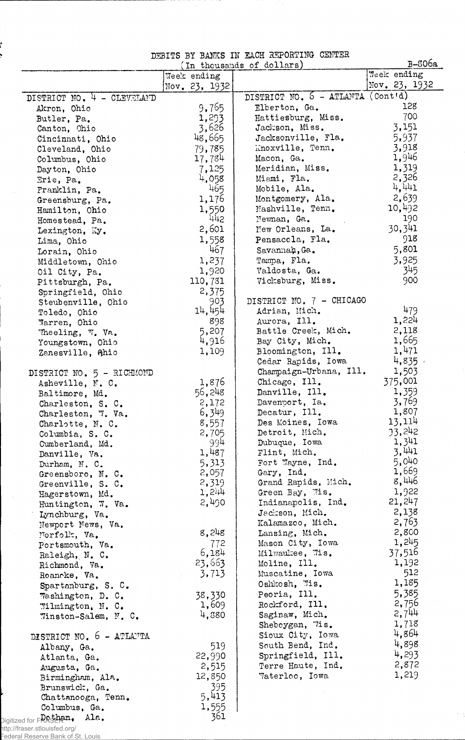# DEBITS BY BANKS IN EACH REPORTING CENTER

(In thousands of dollars)

B-806a

| | Week ending Nov. 23, 1932 | | Week ending Nov. 23, 1932 |
|---|---|---|---|
| **DISTRICT NO. 4 - CLEVELAND** | | **DISTRICT NO. 6 - ATLANTA (Cont'd)** | |
| Akron, Ohio | 9,765 | Elberton, Ga. | 128 |
| Butler, Pa. | 1,293 | Hattiesburg, Miss. | 700 |
| Canton, Ohio | 3,626 | Jackson, Miss. | 3,151 |
| Cincinnati, Ohio | 48,665 | Jacksonville, Fla. | 5,937 |
| Cleveland, Ohio | 79,785 | Knoxville, Tenn. | 3,918 |
| Columbus, Ohio | 17,784 | Macon, Ga. | 1,946 |
| Dayton, Ohio | 7,125 | Meridian, Miss. | 1,319 |
| Erie, Pa. | 4,058 | Miami, Fla. | 2,326 |
| Franklin, Pa. | 465 | Mobile, Ala. | 4,441 |
| Greensburg, Pa. | 1,176 | Montgomery, Ala. | 2,639 |
| Hamilton, Ohio | 1,550 | Nashville, Tenn. | 10,492 |
| Homestead, Pa. | 442 | Newnan, Ga. | 190 |
| Lexington, Ky. | 2,601 | New Orleans, La. | 30,341 |
| Lima, Ohio | 1,558 | Pensacola, Fla. | 918 |
| Lorain, Ohio | 467 | Savannah, Ga. | 5,801 |
| Middletown, Ohio | 1,237 | Tampa, Fla. | 3,925 |
| Oil City, Pa. | 1,920 | Valdosta, Ga. | 345 |
| Pittsburgh, Pa. | 110,781 | Vicksburg, Miss. | 900 |
| Springfield, Ohio | 2,375 | | |
| Steubenville, Ohio | 903 | **DISTRICT NO. 7 - CHICAGO** | |
| Toledo, Ohio | 14,454 | Adrian, Mich. | 479 |
| Warren, Ohio | 898 | Aurora, Ill. | 1,224 |
| Wheeling, W. Va. | 5,207 | Battle Creek, Mich. | 2,118 |
| Youngstown, Ohio | 4,916 | Bay City, Mich. | 1,665 |
| Zanesville, Ohio | 1,109 | Bloomington, Ill. | 1,471 |
| | | Cedar Rapids, Iowa | 4,835 |
| **DISTRICT NO. 5 - RICHMOND** | | Champaign-Urbana, Ill. | 1,503 |
| Asheville, N. C. | 1,876 | Chicago, Ill. | 375,001 |
| Baltimore, Md. | 56,248 | Danville, Ill. | 1,359 |
| Charleston, S. C. | 2,172 | Davenport, Ia. | 3,769 |
| Charleston, W. Va. | 6,349 | Decatur, Ill. | 1,807 |
| Charlotte, N. C. | 8,557 | Des Moines, Iowa | 13,114 |
| Columbia, S. C. | 2,705 | Detroit, Mich. | 33,242 |
| Cumberland, Md. | 994 | Dubuque, Iowa | 1,341 |
| Danville, Va. | 1,487 | Flint, Mich. | 3,441 |
| Durham, N. C. | 5,313 | Fort Wayne, Ind. | 5,040 |
| Greensboro, N. C. | 2,057 | Gary, Ind. | 1,669 |
| Greenville, S. C. | 2,319 | Grand Rapids, Mich. | 8,446 |
| Hagerstown, Md. | 1,244 | Green Bay, Wis. | 1,922 |
| Huntington, W. Va. | 2,490 | Indianapolis, Ind. | 21,247 |
| Lynchburg, Va. | | Jackson, Mich. | 2,138 |
| Newport News, Va. | | Kalamazoo, Mich. | 2,763 |
| Norfolk, Va. | 8,248 | Lansing, Mich. | 2,800 |
| Portsmouth, Va. | 772 | Mason City, Iowa | 1,245 |
| Raleigh, N. C. | 6,184 | Milwaukee, Wis. | 37,516 |
| Richmond, Va. | 23,663 | Moline, Ill. | 1,192 |
| Roanoke, Va. | 3,713 | Muscatine, Iowa | 512 |
| Spartanburg, S. C. | | Oshkosh, Wis. | 1,185 |
| Washington, D. C. | 38,330 | Peoria, Ill. | 5,385 |
| Wilmington, N. C. | 1,609 | Rockford, Ill. | 2,756 |
| Winston-Salem, N. C. | 4,880 | Saginaw, Mich. | 2,744 |
| | | Sheboygan, Wis. | 1,718 |
| **DISTRICT NO. 6 - ATLANTA** | | Sioux City, Iowa | 4,864 |
| Albany, Ga. | 519 | South Bend, Ind. | 4,898 |
| Atlanta, Ga. | 22,990 | Springfield, Ill. | 4,293 |
| Augusta, Ga. | 2,515 | Terre Haute, Ind. | 2,872 |
| Birmingham, Ala. | 12,850 | Waterloo, Iowa | 1,219 |
| Brunswick, Ga. | 395 | | |
| Chattanooga, Tenn. | 5,413 | | |
| Columbus, Ga. | 1,555 | | |
| Dothan, Ala. | 361 | | |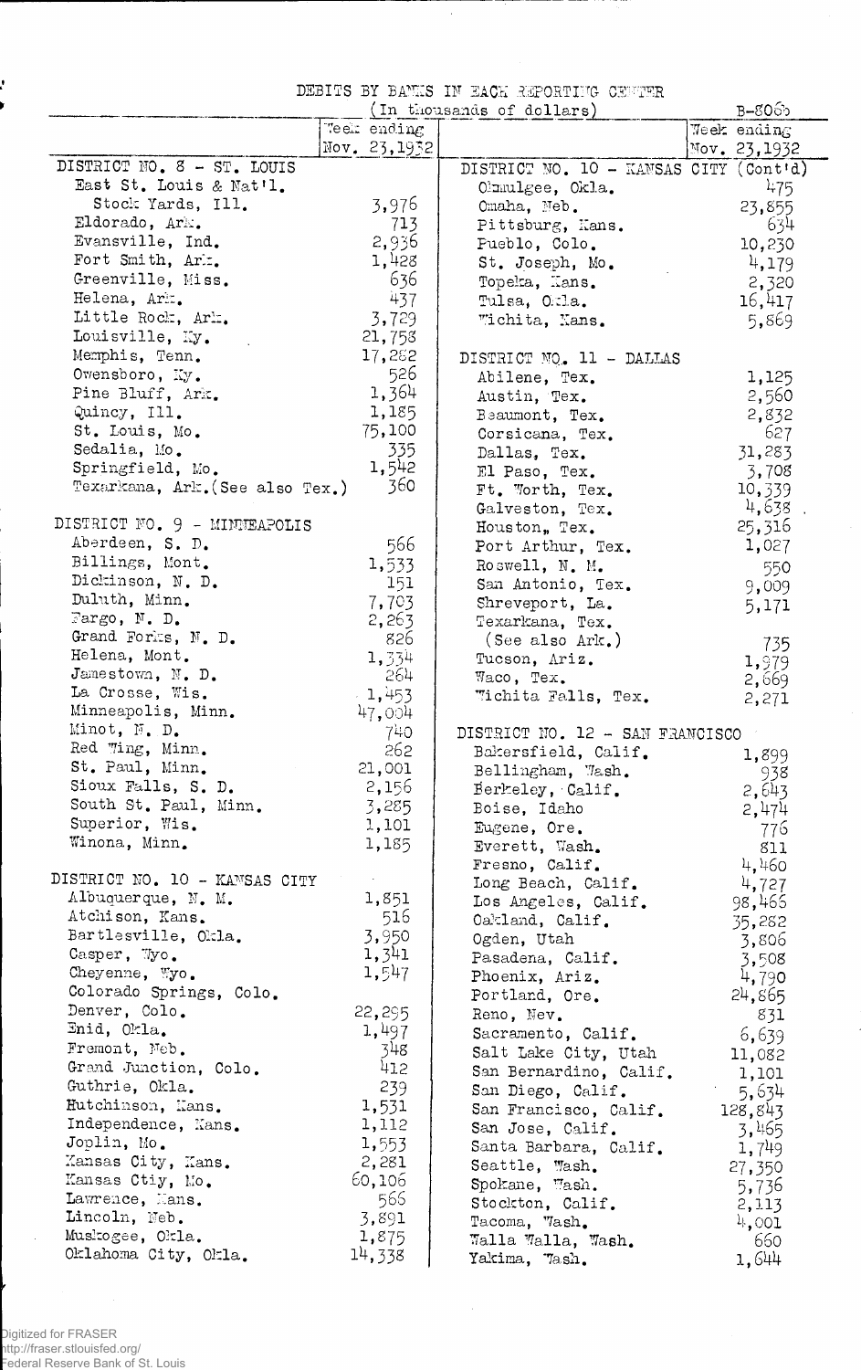DEBITS BY BANKS IN EACH REPORTING CENTER

(In thousands of dollars)

B-806b

| | Week ending Nov. 23, 1932 |
|---|---|
| **DISTRICT NO. 8 - ST. LOUIS** | |
| East St. Louis & Nat'l. Stock Yards, Ill. | 3,976 |
| Eldorado, Ark. | 713 |
| Evansville, Ind. | 2,936 |
| Fort Smith, Ark. | 1,428 |
| Greenville, Miss. | 636 |
| Helena, Ark. | 437 |
| Little Rock, Ark. | 3,729 |
| Louisville, Ky. | 21,758 |
| Memphis, Tenn. | 17,282 |
| Owensboro, Ky. | 526 |
| Pine Bluff, Ark. | 1,364 |
| Quincy, Ill. | 1,185 |
| St. Louis, Mo. | 75,100 |
| Sedalia, Mo. | 335 |
| Springfield, Mo. | 1,542 |
| Texarkana, Ark. (See also Tex.) | 360 |
| **DISTRICT NO. 9 - MINNEAPOLIS** | |
| Aberdeen, S. D. | 566 |
| Billings, Mont. | 1,533 |
| Dickinson, N. D. | 151 |
| Duluth, Minn. | 7,703 |
| Fargo, N. D. | 2,263 |
| Grand Forks, N. D. | 826 |
| Helena, Mont. | 1,334 |
| Jamestown, N. D. | 264 |
| La Crosse, Wis. | 1,453 |
| Minneapolis, Minn. | 47,004 |
| Minot, N. D. | 740 |
| Red Wing, Minn. | 262 |
| St. Paul, Minn. | 21,001 |
| Sioux Falls, S. D. | 2,156 |
| South St. Paul, Minn. | 3,285 |
| Superior, Wis. | 1,101 |
| Winona, Minn. | 1,185 |
| **DISTRICT NO. 10 - KANSAS CITY** | |
| Albuquerque, N. M. | 1,851 |
| Atchison, Kans. | 516 |
| Bartlesville, Okla. | 3,950 |
| Casper, Wyo. | 1,341 |
| Cheyenne, Wyo. | 1,547 |
| Colorado Springs, Colo. | |
| Denver, Colo. | 22,295 |
| Enid, Okla. | 1,497 |
| Fremont, Neb. | 348 |
| Grand Junction, Colo. | 412 |
| Guthrie, Okla. | 239 |
| Hutchinson, Kans. | 1,531 |
| Independence, Kans. | 1,112 |
| Joplin, Mo. | 1,553 |
| Kansas City, Kans. | 2,281 |
| Kansas City, Mo. | 60,106 |
| Lawrence, Kans. | 565 |
| Lincoln, Neb. | 3,891 |
| Muskogee, Okla. | 1,875 |
| Oklahoma City, Okla. | 14,338 |
| **DISTRICT NO. 10 - KANSAS CITY (Cont'd)** | |
| Okmulgee, Okla. | 475 |
| Omaha, Neb. | 23,855 |
| Pittsburg, Kans. | 634 |
| Pueblo, Colo. | 10,230 |
| St. Joseph, Mo. | 4,179 |
| Topeka, Kans. | 2,320 |
| Tulsa, Okla. | 16,417 |
| Wichita, Kans. | 5,869 |
| **DISTRICT NO. 11 - DALLAS** | |
| Abilene, Tex. | 1,125 |
| Austin, Tex. | 2,560 |
| Beaumont, Tex. | 2,832 |
| Corsicana, Tex. | 627 |
| Dallas, Tex. | 31,283 |
| El Paso, Tex. | 3,708 |
| Ft. Worth, Tex. | 10,339 |
| Galveston, Tex. | 4,638 |
| Houston, Tex. | 25,316 |
| Port Arthur, Tex. | 1,027 |
| Roswell, N. M. | 550 |
| San Antonio, Tex. | 9,009 |
| Shreveport, La. | 5,171 |
| Texarkana, Tex. (See also Ark.) | 735 |
| Tucson, Ariz. | 1,979 |
| Waco, Tex. | 2,669 |
| Wichita Falls, Tex. | 2,271 |
| **DISTRICT NO. 12 - SAN FRANCISCO** | |
| Bakersfield, Calif. | 1,899 |
| Bellingham, Wash. | 938 |
| Berkeley, Calif. | 2,643 |
| Boise, Idaho | 2,474 |
| Eugene, Ore. | 776 |
| Everett, Wash. | 811 |
| Fresno, Calif. | 4,460 |
| Long Beach, Calif. | 4,727 |
| Los Angeles, Calif. | 98,466 |
| Oakland, Calif. | 35,282 |
| Ogden, Utah | 3,806 |
| Pasadena, Calif. | 3,508 |
| Phoenix, Ariz. | 4,790 |
| Portland, Ore. | 24,865 |
| Reno, Nev. | 831 |
| Sacramento, Calif. | 6,639 |
| Salt Lake City, Utah | 11,082 |
| San Bernardino, Calif. | 1,101 |
| San Diego, Calif. | 5,634 |
| San Francisco, Calif. | 128,843 |
| San Jose, Calif. | 3,465 |
| Santa Barbara, Calif. | 1,749 |
| Seattle, Wash. | 27,350 |
| Spokane, Wash. | 5,736 |
| Stockton, Calif. | 2,113 |
| Tacoma, Wash. | 4,001 |
| Walla Walla, Wash. | 660 |
| Yakima, Wash. | 1,644 |